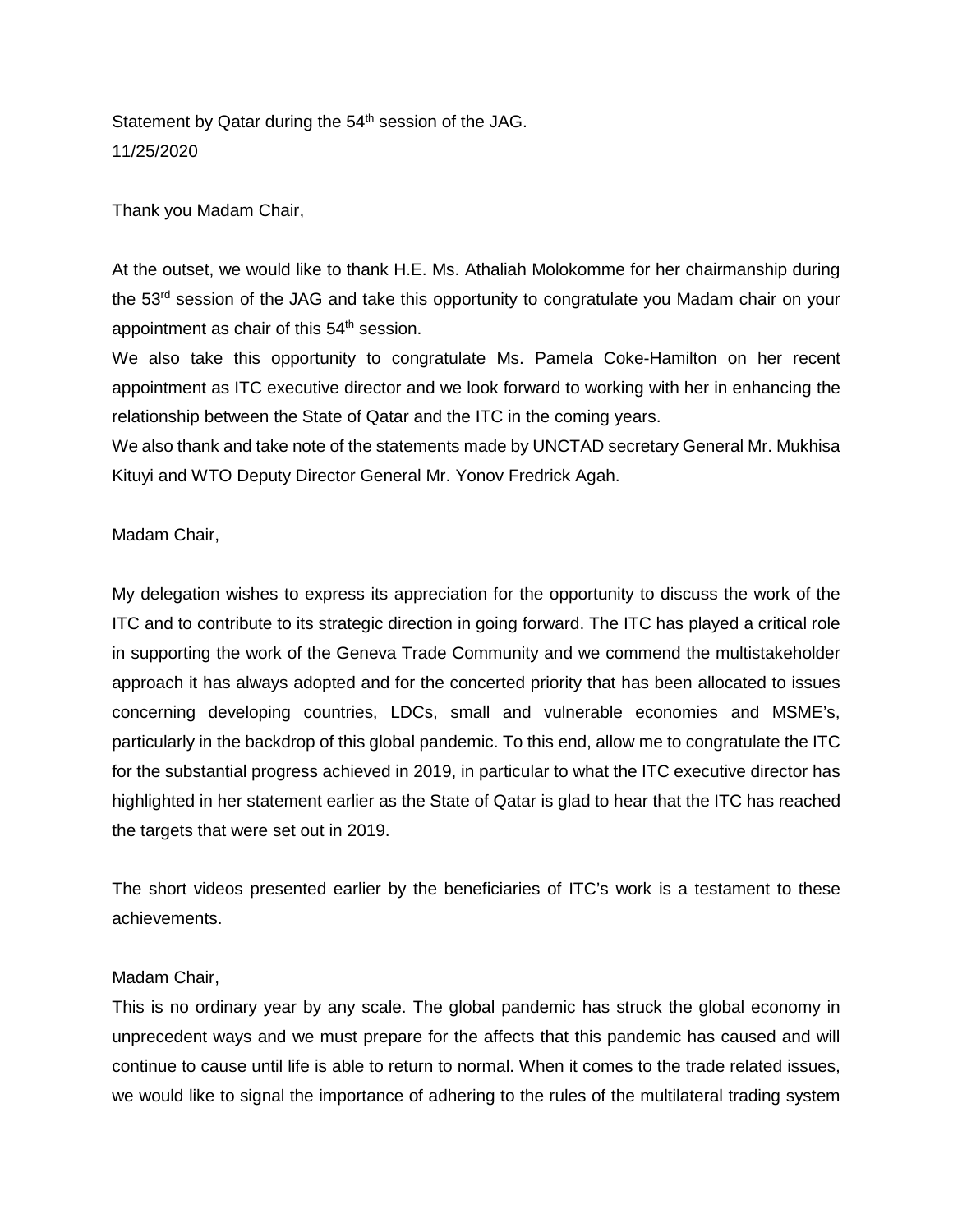Statement by Qatar during the 54th session of the JAG.
11/25/2020

Thank you Madam Chair,

At the outset, we would like to thank H.E. Ms. Athaliah Molokomme for her chairmanship during the 53rd session of the JAG and take this opportunity to congratulate you Madam chair on your appointment as chair of this 54th session.
We also take this opportunity to congratulate Ms. Pamela Coke-Hamilton on her recent appointment as ITC executive director and we look forward to working with her in enhancing the relationship between the State of Qatar and the ITC in the coming years.
We also thank and take note of the statements made by UNCTAD secretary General Mr. Mukhisa Kituyi and WTO Deputy Director General Mr. Yonov Fredrick Agah.

Madam Chair,

My delegation wishes to express its appreciation for the opportunity to discuss the work of the ITC and to contribute to its strategic direction in going forward. The ITC has played a critical role in supporting the work of the Geneva Trade Community and we commend the multistakeholder approach it has always adopted and for the concerted priority that has been allocated to issues concerning developing countries, LDCs, small and vulnerable economies and MSME's, particularly in the backdrop of this global pandemic. To this end, allow me to congratulate the ITC for the substantial progress achieved in 2019, in particular to what the ITC executive director has highlighted in her statement earlier as the State of Qatar is glad to hear that the ITC has reached the targets that were set out in 2019.

The short videos presented earlier by the beneficiaries of ITC's work is a testament to these achievements.

Madam Chair,
This is no ordinary year by any scale. The global pandemic has struck the global economy in unprecedent ways and we must prepare for the affects that this pandemic has caused and will continue to cause until life is able to return to normal. When it comes to the trade related issues, we would like to signal the importance of adhering to the rules of the multilateral trading system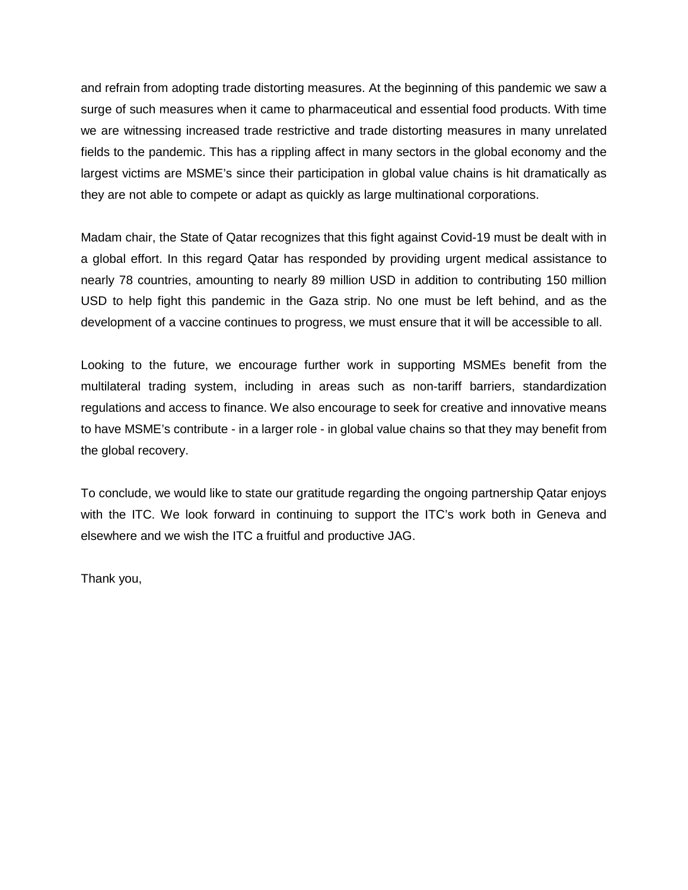and refrain from adopting trade distorting measures. At the beginning of this pandemic we saw a surge of such measures when it came to pharmaceutical and essential food products. With time we are witnessing increased trade restrictive and trade distorting measures in many unrelated fields to the pandemic. This has a rippling affect in many sectors in the global economy and the largest victims are MSME's since their participation in global value chains is hit dramatically as they are not able to compete or adapt as quickly as large multinational corporations.

Madam chair, the State of Qatar recognizes that this fight against Covid-19 must be dealt with in a global effort. In this regard Qatar has responded by providing urgent medical assistance to nearly 78 countries, amounting to nearly 89 million USD in addition to contributing 150 million USD to help fight this pandemic in the Gaza strip. No one must be left behind, and as the development of a vaccine continues to progress, we must ensure that it will be accessible to all.

Looking to the future, we encourage further work in supporting MSMEs benefit from the multilateral trading system, including in areas such as non-tariff barriers, standardization regulations and access to finance. We also encourage to seek for creative and innovative means to have MSME's contribute - in a larger role - in global value chains so that they may benefit from the global recovery.

To conclude, we would like to state our gratitude regarding the ongoing partnership Qatar enjoys with the ITC. We look forward in continuing to support the ITC's work both in Geneva and elsewhere and we wish the ITC a fruitful and productive JAG.

Thank you,